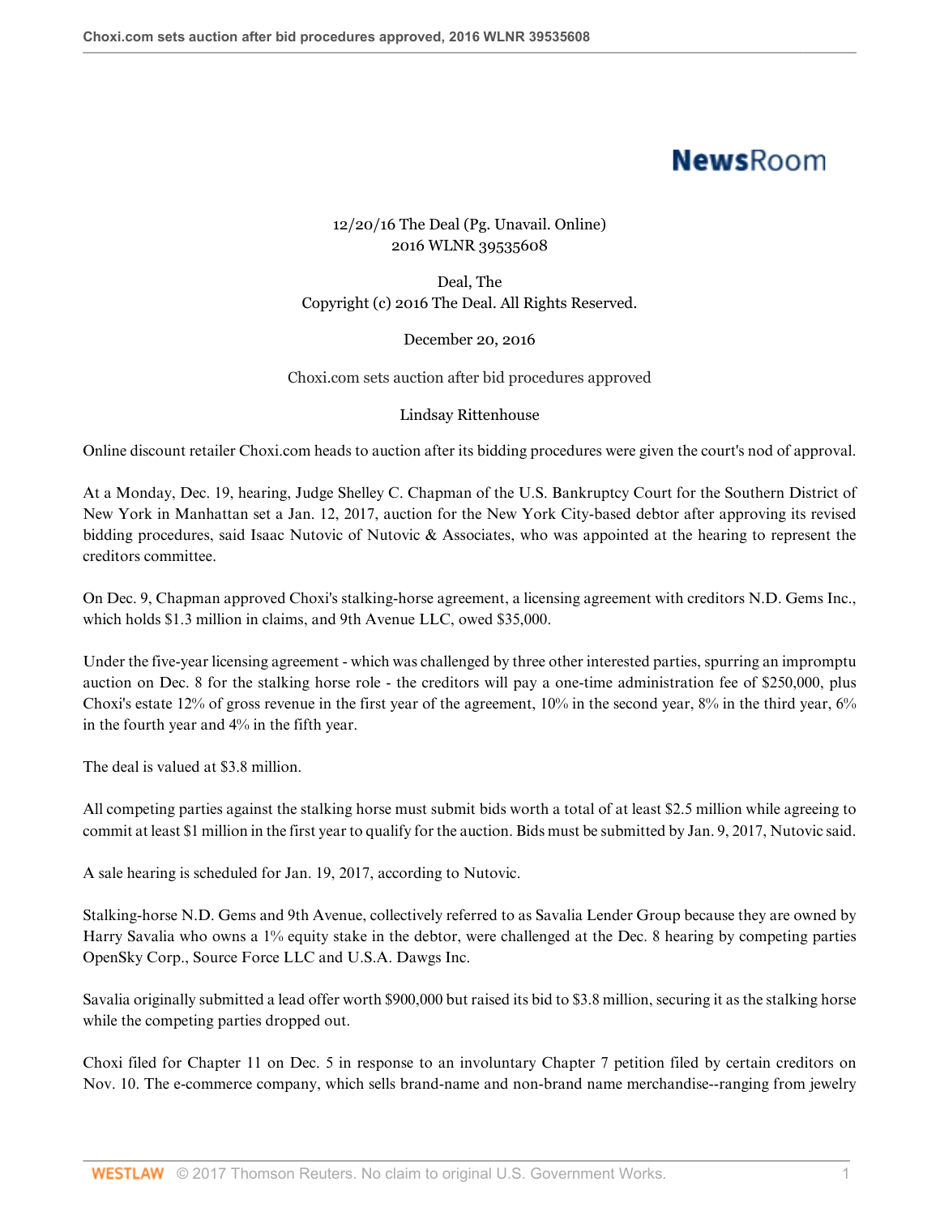NewsRoom

12/20/16 The Deal (Pg. Unavail. Online)
2016 WLNR 39535608

Deal, The
Copyright (c) 2016 The Deal. All Rights Reserved.

December 20, 2016

Choxi.com sets auction after bid procedures approved

Lindsay Rittenhouse

Online discount retailer Choxi.com heads to auction after its bidding procedures were given the court's nod of approval.

At a Monday, Dec. 19, hearing, Judge Shelley C. Chapman of the U.S. Bankruptcy Court for the Southern District of New York in Manhattan set a Jan. 12, 2017, auction for the New York City-based debtor after approving its revised bidding procedures, said Isaac Nutovic of Nutovic & Associates, who was appointed at the hearing to represent the creditors committee.

On Dec. 9, Chapman approved Choxi's stalking-horse agreement, a licensing agreement with creditors N.D. Gems Inc., which holds $1.3 million in claims, and 9th Avenue LLC, owed $35,000.

Under the five-year licensing agreement - which was challenged by three other interested parties, spurring an impromptu auction on Dec. 8 for the stalking horse role - the creditors will pay a one-time administration fee of $250,000, plus Choxi's estate 12% of gross revenue in the first year of the agreement, 10% in the second year, 8% in the third year, 6% in the fourth year and 4% in the fifth year.

The deal is valued at $3.8 million.

All competing parties against the stalking horse must submit bids worth a total of at least $2.5 million while agreeing to commit at least $1 million in the first year to qualify for the auction. Bids must be submitted by Jan. 9, 2017, Nutovic said.

A sale hearing is scheduled for Jan. 19, 2017, according to Nutovic.

Stalking-horse N.D. Gems and 9th Avenue, collectively referred to as Savalia Lender Group because they are owned by Harry Savalia who owns a 1% equity stake in the debtor, were challenged at the Dec. 8 hearing by competing parties OpenSky Corp., Source Force LLC and U.S.A. Dawgs Inc.

Savalia originally submitted a lead offer worth $900,000 but raised its bid to $3.8 million, securing it as the stalking horse while the competing parties dropped out.

Choxi filed for Chapter 11 on Dec. 5 in response to an involuntary Chapter 7 petition filed by certain creditors on Nov. 10. The e-commerce company, which sells brand-name and non-brand name merchandise--ranging from jewelry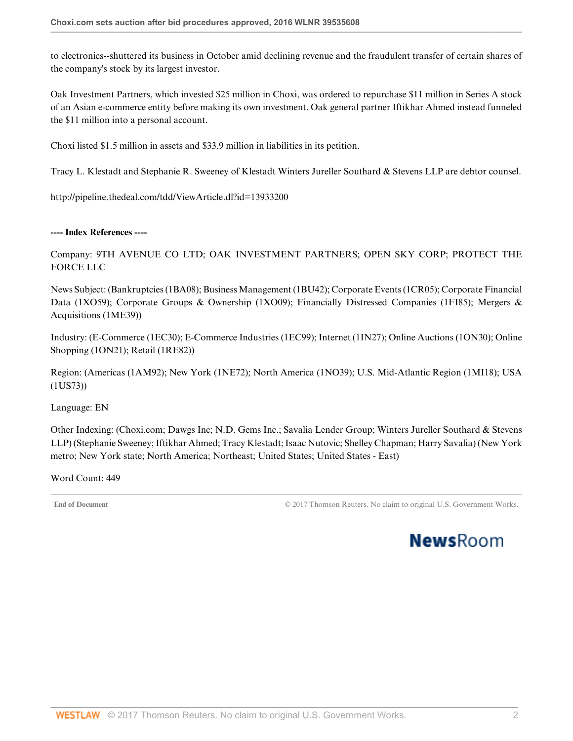to electronics--shuttered its business in October amid declining revenue and the fraudulent transfer of certain shares of the company's stock by its largest investor.

Oak Investment Partners, which invested $25 million in Choxi, was ordered to repurchase $11 million in Series A stock of an Asian e-commerce entity before making its own investment. Oak general partner Iftikhar Ahmed instead funneled the $11 million into a personal account.

Choxi listed $1.5 million in assets and $33.9 million in liabilities in its petition.

Tracy L. Klestadt and Stephanie R. Sweeney of Klestadt Winters Jureller Southard & Stevens LLP are debtor counsel.

http://pipeline.thedeal.com/tdd/ViewArticle.dl?id=13933200

**---- Index References ----**

Company: 9TH AVENUE CO LTD; OAK INVESTMENT PARTNERS; OPEN SKY CORP; PROTECT THE FORCE LLC

News Subject: (Bankruptcies (1BA08); Business Management (1BU42); Corporate Events (1CR05); Corporate Financial Data (1XO59); Corporate Groups & Ownership (1XO09); Financially Distressed Companies (1FI85); Mergers & Acquisitions (1ME39))

Industry: (E-Commerce (1EC30); E-Commerce Industries (1EC99); Internet (1IN27); Online Auctions (1ON30); Online Shopping (1ON21); Retail (1RE82))

Region: (Americas (1AM92); New York (1NE72); North America (1NO39); U.S. Mid-Atlantic Region (1MI18); USA (1US73))

Language: EN

Other Indexing: (Choxi.com; Dawgs Inc; N.D. Gems Inc.; Savalia Lender Group; Winters Jureller Southard & Stevens LLP) (Stephanie Sweeney; Iftikhar Ahmed; Tracy Klestadt; Isaac Nutovic; Shelley Chapman; Harry Savalia) (New York metro; New York state; North America; Northeast; United States; United States - East)

Word Count: 449

**End of Document** © 2017 Thomson Reuters. No claim to original U.S. Government Works.